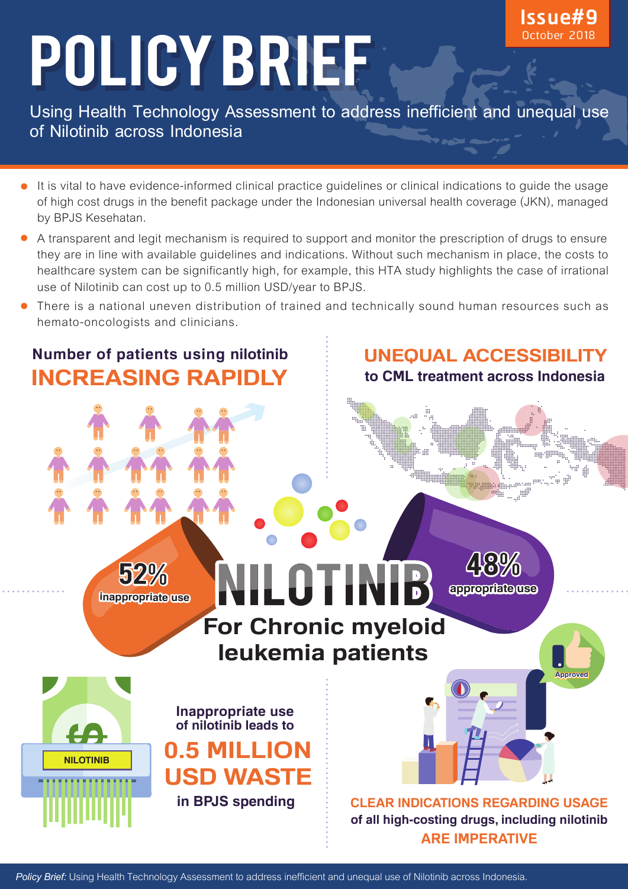# POLICY BRIEF

**Issue#9**
October 2018

Using Health Technology Assessment to address inefficient and unequal use of Nilotinib across Indonesia

- It is vital to have evidence-informed clinical practice guidelines or clinical indications to guide the usage of high cost drugs in the benefit package under the Indonesian universal health coverage (JKN), managed by BPJS Kesehatan.
- A transparent and legit mechanism is required to support and monitor the prescription of drugs to ensure they are in line with available guidelines and indications. Without such mechanism in place, the costs to healthcare system can be significantly high, for example, this HTA study highlights the case of irrational use of Nilotinib can cost up to 0.5 million USD/year to BPJS.
- There is a national uneven distribution of trained and technically sound human resources such as hemato-oncologists and clinicians.

## Number of patients using nilotinib INCREASING RAPIDLY

## UNEQUAL ACCESSIBILITY to CML treatment across Indonesia

**52%** inappropriate use

**48%** appropriate use

## NILOTINIB For Chronic myeloid leukemia patients

NILOTINIB

Inappropriate use of nilotinib leads to **0.5 MILLION USD WASTE** in BPJS spending

Approved

**CLEAR INDICATIONS REGARDING USAGE of all high-costing drugs, including nilotinib ARE IMPERATIVE**

*Policy Brief:* Using Health Technology Assessment to address inefficient and unequal use of Nilotinib across Indonesia.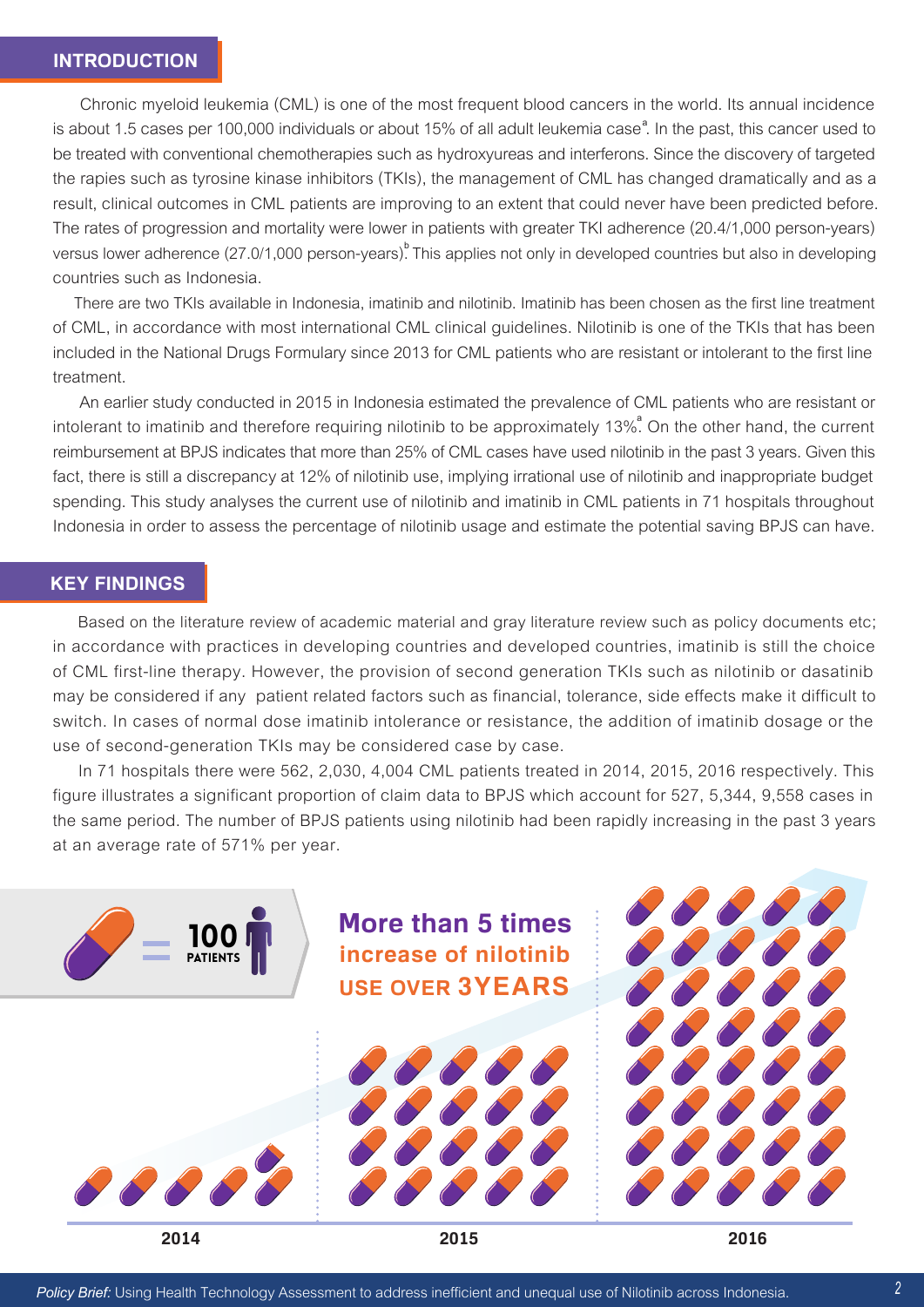## INTRODUCTION

Chronic myeloid leukemia (CML) is one of the most frequent blood cancers in the world. Its annual incidence is about 1.5 cases per 100,000 individuals or about 15% of all adult leukemia case[a]. In the past, this cancer used to be treated with conventional chemotherapies such as hydroxyureas and interferons. Since the discovery of targeted the rapies such as tyrosine kinase inhibitors (TKIs), the management of CML has changed dramatically and as a result, clinical outcomes in CML patients are improving to an extent that could never have been predicted before. The rates of progression and mortality were lower in patients with greater TKI adherence (20.4/1,000 person-years) versus lower adherence (27.0/1,000 person-years)[b]. This applies not only in developed countries but also in developing countries such as Indonesia.

There are two TKIs available in Indonesia, imatinib and nilotinib. Imatinib has been chosen as the first line treatment of CML, in accordance with most international CML clinical guidelines. Nilotinib is one of the TKIs that has been included in the National Drugs Formulary since 2013 for CML patients who are resistant or intolerant to the first line treatment.

An earlier study conducted in 2015 in Indonesia estimated the prevalence of CML patients who are resistant or intolerant to imatinib and therefore requiring nilotinib to be approximately 13%[a]. On the other hand, the current reimbursement at BPJS indicates that more than 25% of CML cases have used nilotinib in the past 3 years. Given this fact, there is still a discrepancy at 12% of nilotinib use, implying irrational use of nilotinib and inappropriate budget spending. This study analyses the current use of nilotinib and imatinib in CML patients in 71 hospitals throughout Indonesia in order to assess the percentage of nilotinib usage and estimate the potential saving BPJS can have.

## KEY FINDINGS

Based on the literature review of academic material and gray literature review such as policy documents etc; in accordance with practices in developing countries and developed countries, imatinib is still the choice of CML first-line therapy. However, the provision of second generation TKIs such as nilotinib or dasatinib may be considered if any patient related factors such as financial, tolerance, side effects make it difficult to switch. In cases of normal dose imatinib intolerance or resistance, the addition of imatinib dosage or the use of second-generation TKIs may be considered case by case.

In 71 hospitals there were 562, 2,030, 4,004 CML patients treated in 2014, 2015, 2016 respectively. This figure illustrates a significant proportion of claim data to BPJS which account for 527, 5,344, 9,558 cases in the same period. The number of BPJS patients using nilotinib had been rapidly increasing in the past 3 years at an average rate of 571% per year.

= 100 PATIENTS

**More than 5 times increase of nilotinib USE OVER 3YEARS**

2014 2015 2016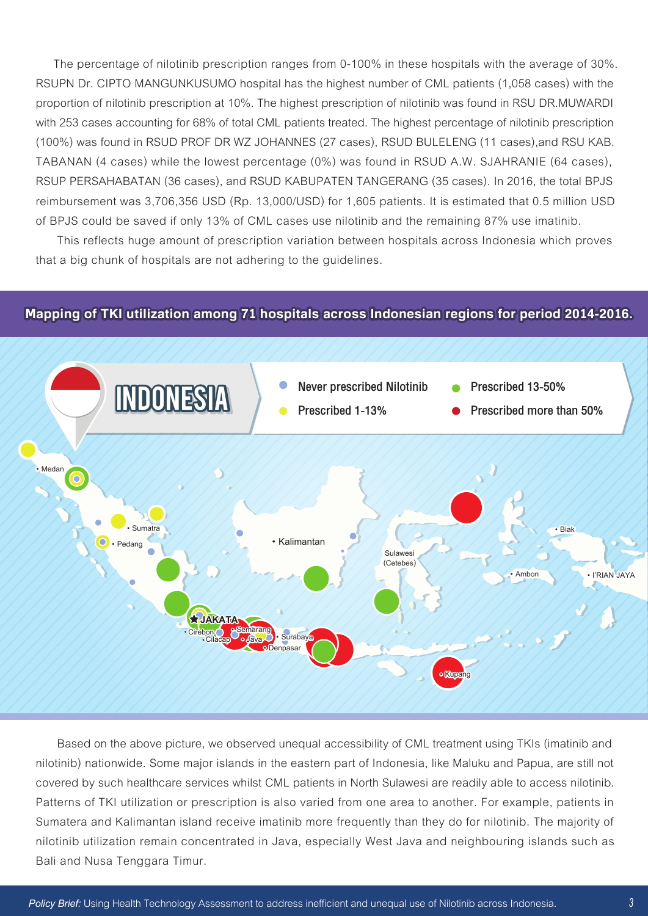The percentage of nilotinib prescription ranges from 0-100% in these hospitals with the average of 30%. RSUPN Dr. CIPTO MANGUNKUSUMO hospital has the highest number of CML patients (1,058 cases) with the proportion of nilotinib prescription at 10%. The highest prescription of nilotinib was found in RSU DR.MUWARDI with 253 cases accounting for 68% of total CML patients treated. The highest percentage of nilotinib prescription (100%) was found in RSUD PROF DR WZ JOHANNES (27 cases), RSUD BULELENG (11 cases),and RSU KAB. TABANAN (4 cases) while the lowest percentage (0%) was found in RSUD A.W. SJAHRANIE (64 cases), RSUP PERSAHABATAN (36 cases), and RSUD KABUPATEN TANGERANG (35 cases). In 2016, the total BPJS reimbursement was 3,706,356 USD (Rp. 13,000/USD) for 1,605 patients. It is estimated that 0.5 million USD of BPJS could be saved if only 13% of CML cases use nilotinib and the remaining 87% use imatinib.

This reflects huge amount of prescription variation between hospitals across Indonesia which proves that a big chunk of hospitals are not adhering to the guidelines.

## Mapping of TKI utilization among 71 hospitals across Indonesian regions for period 2014-2016.

INDONESIA

- Never prescribed Nilotinib
- Prescribed 1-13%
- Prescribed 13-50%
- Prescribed more than 50%

Based on the above picture, we observed unequal accessibility of CML treatment using TKIs (imatinib and nilotinib) nationwide. Some major islands in the eastern part of Indonesia, like Maluku and Papua, are still not covered by such healthcare services whilst CML patients in North Sulawesi are readily able to access nilotinib. Patterns of TKI utilization or prescription is also varied from one area to another. For example, patients in Sumatera and Kalimantan island receive imatinib more frequently than they do for nilotinib. The majority of nilotinib utilization remain concentrated in Java, especially West Java and neighbouring islands such as Bali and Nusa Tenggara Timur.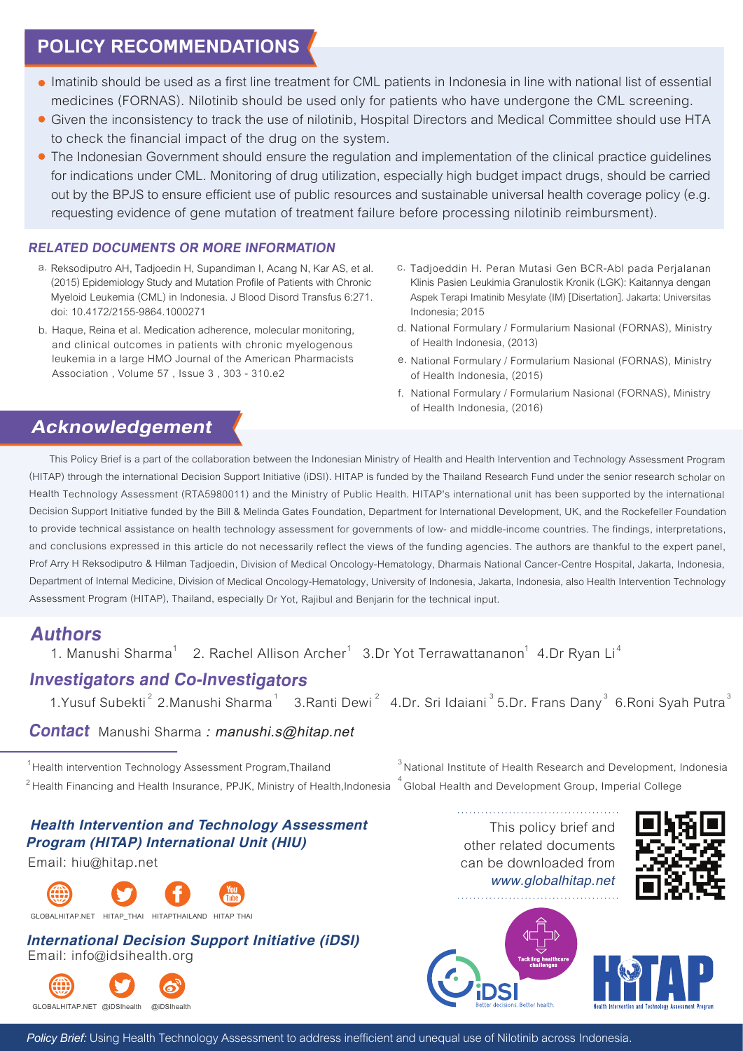## POLICY RECOMMENDATIONS

- Imatinib should be used as a first line treatment for CML patients in Indonesia in line with national list of essential medicines (FORNAS). Nilotinib should be used only for patients who have undergone the CML screening.
- Given the inconsistency to track the use of nilotinib, Hospital Directors and Medical Committee should use HTA to check the financial impact of the drug on the system.
- The Indonesian Government should ensure the regulation and implementation of the clinical practice guidelines for indications under CML. Monitoring of drug utilization, especially high budget impact drugs, should be carried out by the BPJS to ensure efficient use of public resources and sustainable universal health coverage policy (e.g. requesting evidence of gene mutation of treatment failure before processing nilotinib reimbursment).

### *RELATED DOCUMENTS OR MORE INFORMATION*

a. Reksodiputro AH, Tadjoedin H, Supandiman I, Acang N, Kar AS, et al. (2015) Epidemiology Study and Mutation Profile of Patients with Chronic Myeloid Leukemia (CML) in Indonesia. J Blood Disord Transfus 6:271. doi: 10.4172/2155-9864.1000271

b. Haque, Reina et al. Medication adherence, molecular monitoring, and clinical outcomes in patients with chronic myelogenous leukemia in a large HMO Journal of the American Pharmacists Association , Volume 57 , Issue 3 , 303 - 310.e2

c. Tadjoeddin H. Peran Mutasi Gen BCR-Abl pada Perjalanan Klinis Pasien Leukimia Granulostik Kronik (LGK): Kaitannya dengan Aspek Terapi Imatinib Mesylate (IM) [Disertation]. Jakarta: Universitas Indonesia; 2015

d. National Formulary / Formularium Nasional (FORNAS), Ministry of Health Indonesia, (2013)

e. National Formulary / Formularium Nasional (FORNAS), Ministry of Health Indonesia, (2015)

f. National Formulary / Formularium Nasional (FORNAS), Ministry of Health Indonesia, (2016)

## *Acknowledgement*

This Policy Brief is a part of the collaboration between the Indonesian Ministry of Health and Health Intervention and Technology Assessment Program (HITAP) through the international Decision Support Initiative (iDSI). HITAP is funded by the Thailand Research Fund under the senior research scholar on Health Technology Assessment (RTA5980011) and the Ministry of Public Health. HITAP's international unit has been supported by the international Decision Support Initiative funded by the Bill & Melinda Gates Foundation, Department for International Development, UK, and the Rockefeller Foundation to provide technical assistance on health technology assessment for governments of low- and middle-income countries. The findings, interpretations, and conclusions expressed in this article do not necessarily reflect the views of the funding agencies. The authors are thankful to the expert panel, Prof Arry H Reksodiputro & Hilman Tadjoedin, Division of Medical Oncology-Hematology, Dharmais National Cancer-Centre Hospital, Jakarta, Indonesia, Department of Internal Medicine, Division of Medical Oncology-Hematology, University of Indonesia, Jakarta, Indonesia, also Health Intervention Technology Assessment Program (HITAP), Thailand, especially Dr Yot, Rajibul and Benjarin for the technical input.

## *Authors*

1. Manushi Sharma[1] 2. Rachel Allison Archer[1] 3.Dr Yot Terrawattananon[1] 4.Dr Ryan Li[4]

## *Investigators and Co-Investigators*

1.Yusuf Subekti[2] 2.Manushi Sharma[1] 3.Ranti Dewi[2] 4.Dr. Sri Idaiani[3] 5.Dr. Frans Dany[3] 6.Roni Syah Putra[3]

***Contact*** Manushi Sharma *: manushi.s@hitap.net*

[1] Health intervention Technology Assessment Program,Thailand
[2] Health Financing and Health Insurance, PPJK, Ministry of Health,Indonesia
[3] National Institute of Health Research and Development, Indonesia
[4] Global Health and Development Group, Imperial College

### *Health Intervention and Technology Assessment Program (HITAP) International Unit (HIU)*

Email: hiu@hitap.net

GLOBALHITAP.NET HITAP_THAI HITAPTHAILAND HITAP THAI

### *International Decision Support Initiative (iDSI)*

Email: info@idsihealth.org

GLOBALHITAP.NET @iDSIhealth @iDSIhealth

This policy brief and other related documents can be downloaded from *www.globalhitap.net*

*Policy Brief:* Using Health Technology Assessment to address inefficient and unequal use of Nilotinib across Indonesia.